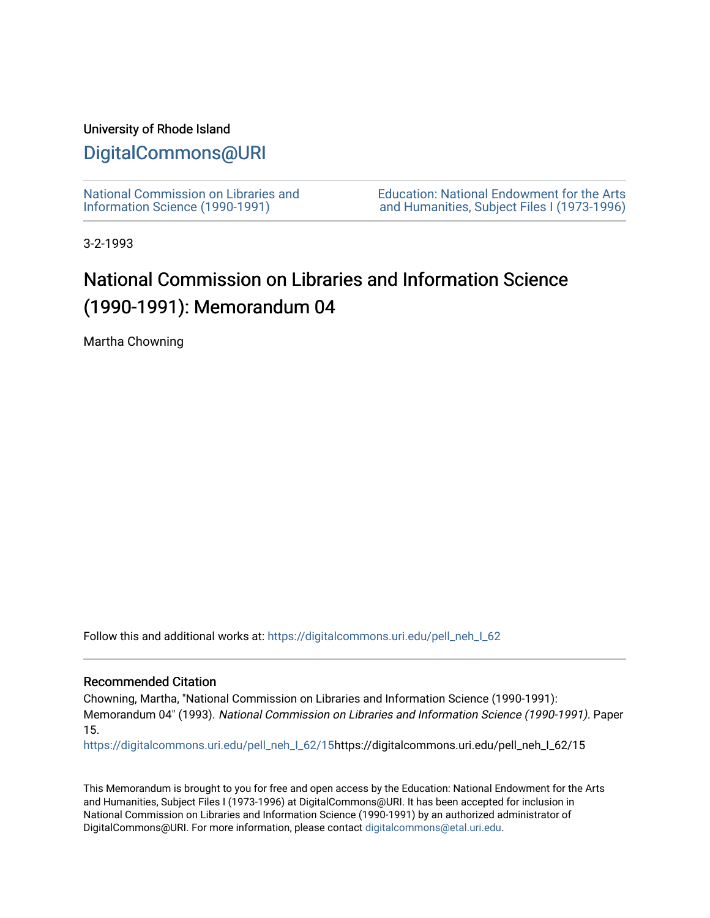University of Rhode Island

# DigitalCommons@URI

National Commission on Libraries and Information Science (1990-1991)

Education: National Endowment for the Arts and Humanities, Subject Files I (1973-1996)

3-2-1993

# National Commission on Libraries and Information Science (1990-1991): Memorandum 04

Martha Chowning

Follow this and additional works at: https://digitalcommons.uri.edu/pell_neh_I_62

## Recommended Citation

Chowning, Martha, "National Commission on Libraries and Information Science (1990-1991): Memorandum 04" (1993). *National Commission on Libraries and Information Science (1990-1991)*. Paper 15.

https://digitalcommons.uri.edu/pell_neh_I_62/15https://digitalcommons.uri.edu/pell_neh_I_62/15

This Memorandum is brought to you for free and open access by the Education: National Endowment for the Arts and Humanities, Subject Files I (1973-1996) at DigitalCommons@URI. It has been accepted for inclusion in National Commission on Libraries and Information Science (1990-1991) by an authorized administrator of DigitalCommons@URI. For more information, please contact digitalcommons@etal.uri.edu.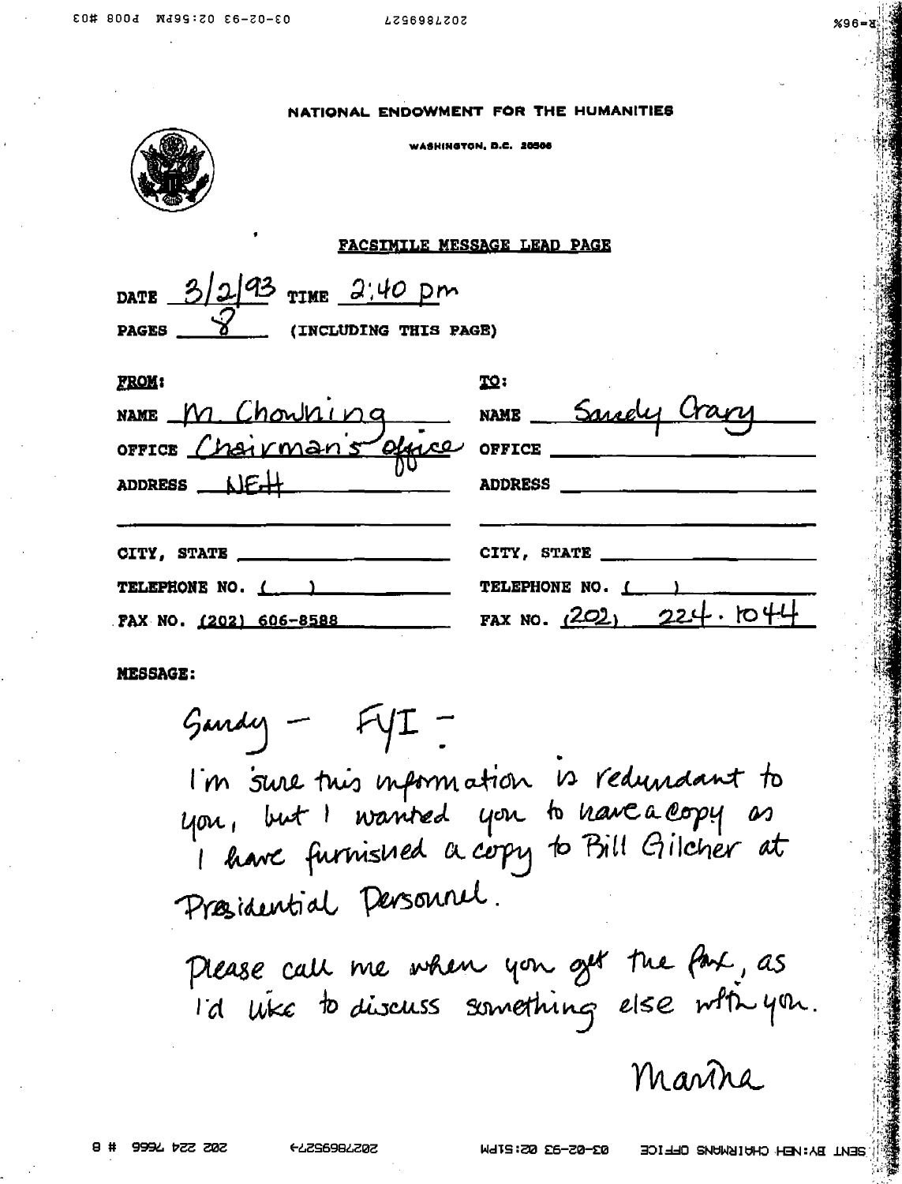# NATIONAL ENDOWMENT FOR THE HUMANITIES

WASHINGTON, D.C. 20506

## FACSIMILE MESSAGE LEAD PAGE

DATE 3/2/93 TIME 2:40 pm

PAGES 8 (INCLUDING THIS PAGE)

| FROM: | TO: |
|---|---|
| NAME M Chowning | NAME Sandy Crary |
| OFFICE Chairman's office | OFFICE |
| ADDRESS NEH | ADDRESS |
| CITY, STATE | CITY, STATE |
| TELEPHONE NO. ( ) | TELEPHONE NO. ( ) |
| FAX NO. (202) 606-8588 | FAX NO. (202) 224-1044 |

**MESSAGE:**

Sandy – FYI –

I'm sure this information is redundant to you, but I wanted you to have a copy as I have furnished a copy to Bill Gilcher at Presidential Personnel.

Please call me when you get the fax, as I'd like to discuss something else with you.

Martha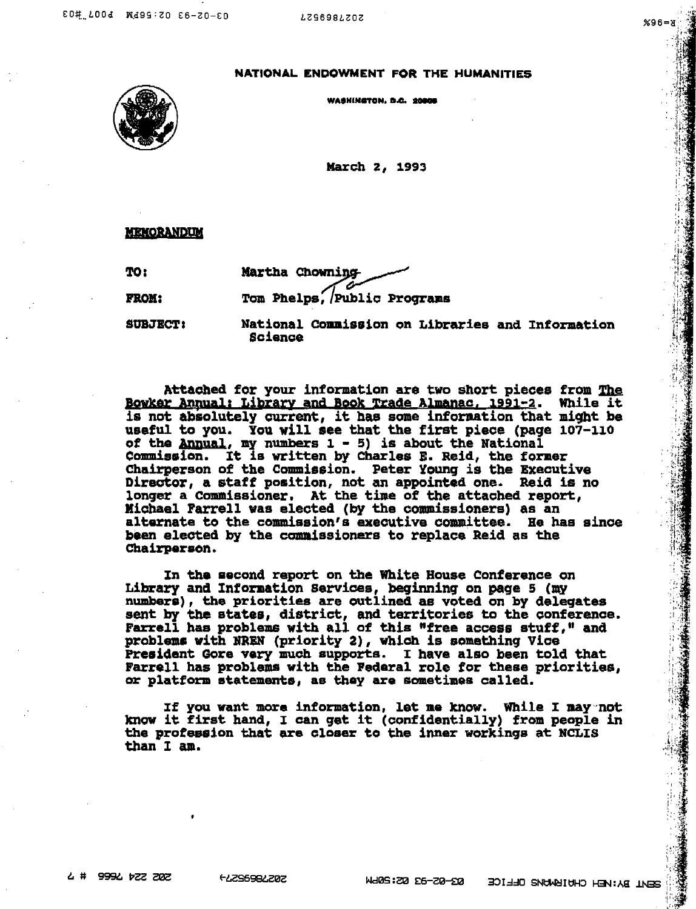NATIONAL ENDOWMENT FOR THE HUMANITIES

WASHINGTON, D.C. 20506

March 2, 1993

**MEMORANDUM**

TO: Martha Chowning

FROM: Tom Phelps, Public Programs

SUBJECT: National Commission on Libraries and Information Science

Attached for your information are two short pieces from The Bowker Annual: Library and Book Trade Almanac, 1991-2. While it is not absolutely current, it has some information that might be useful to you. You will see that the first piece (page 107-110 of the Annual, my numbers 1 - 5) is about the National Commission. It is written by Charles E. Reid, the former Chairperson of the Commission. Peter Young is the Executive Director, a staff position, not an appointed one. Reid is no longer a Commissioner. At the time of the attached report, Michael Farrell was elected (by the commissioners) as an alternate to the commission's executive committee. He has since been elected by the commissioners to replace Reid as the Chairperson.

In the second report on the White House Conference on Library and Information Services, beginning on page 5 (my numbers), the priorities are outlined as voted on by delegates sent by the states, district, and territories to the conference. Farrell has problems with all of this "free access stuff," and problems with NREN (priority 2), which is something Vice President Gore very much supports. I have also been told that Farrell has problems with the Federal role for these priorities, or platform statements, as they are sometimes called.

If you want more information, let me know. While I may not know it first hand, I can get it (confidentially) from people in the profession that are closer to the inner workings at NCLIS than I am.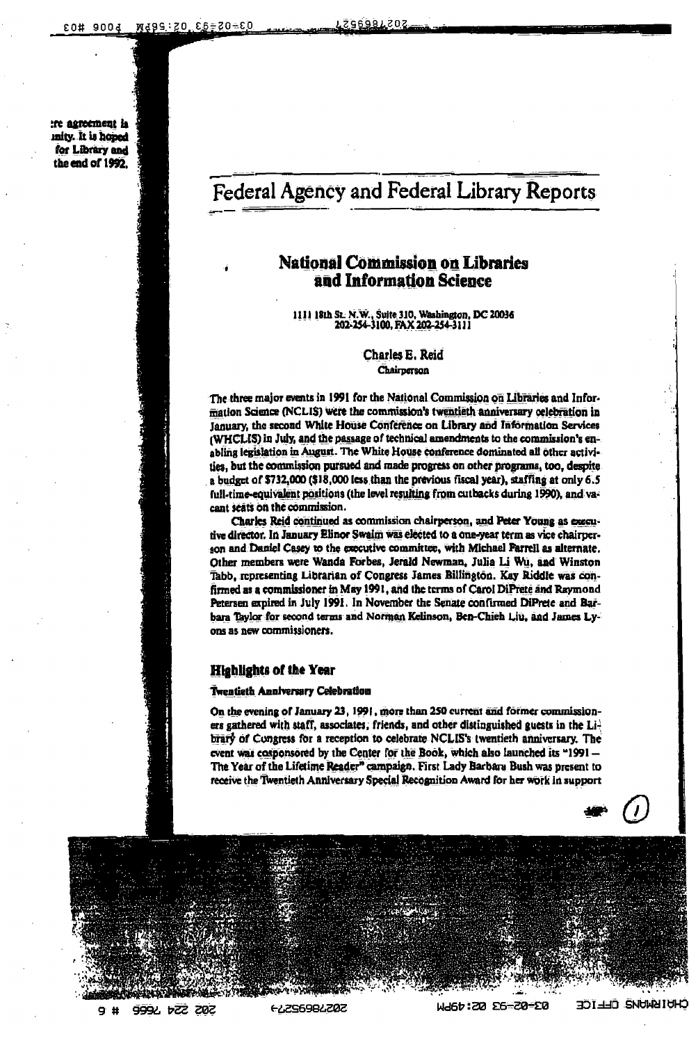# Federal Agency and Federal Library Reports

## National Commission on Libraries and Information Science

1111 18th St. N.W., Suite 310, Washington, DC 20036
202-254-3100, FAX 202-254-3111

**Charles E. Reid**
Chairperson

The three major events in 1991 for the National Commission on Libraries and Information Science (NCLIS) were the commission's twentieth anniversary celebration in January, the second White House Conference on Library and Information Services (WHCLIS) in July, and the passage of technical amendments to the commission's enabling legislation in August. The White House conference dominated all other activities, but the commission pursued and made progress on other programs, too, despite a budget of $732,000 ($18,000 less than the previous fiscal year), staffing at only 6.5 full-time-equivalent positions (the level resulting from cutbacks during 1990), and vacant seats on the commission.

Charles Reid continued as commission chairperson, and Peter Young as executive director. In January Elinor Swaim was elected to a one-year term as vice chairperson and Daniel Casey to the executive committee, with Michael Farrell as alternate. Other members were Wanda Forbes, Jerald Newman, Julia Li Wu, and Winston Tabb, representing Librarian of Congress James Billington. Kay Riddle was confirmed as a commissioner in May 1991, and the terms of Carol DiPrete and Raymond Petersen expired in July 1991. In November the Senate confirmed DiPrete and Barbara Taylor for second terms and Norman Kelinson, Ben-Chieh Liu, and James Lyons as new commissioners.

### Highlights of the Year

#### Twentieth Anniversary Celebration

On the evening of January 23, 1991, more than 250 current and former commissioners gathered with staff, associates, friends, and other distinguished guests in the Library of Congress for a reception to celebrate NCLIS's twentieth anniversary. The event was cosponsored by the Center for the Book, which also launched its "1991 – The Year of the Lifetime Reader" campaign. First Lady Barbara Bush was present to receive the Twentieth Anniversary Special Recognition Award for her work in support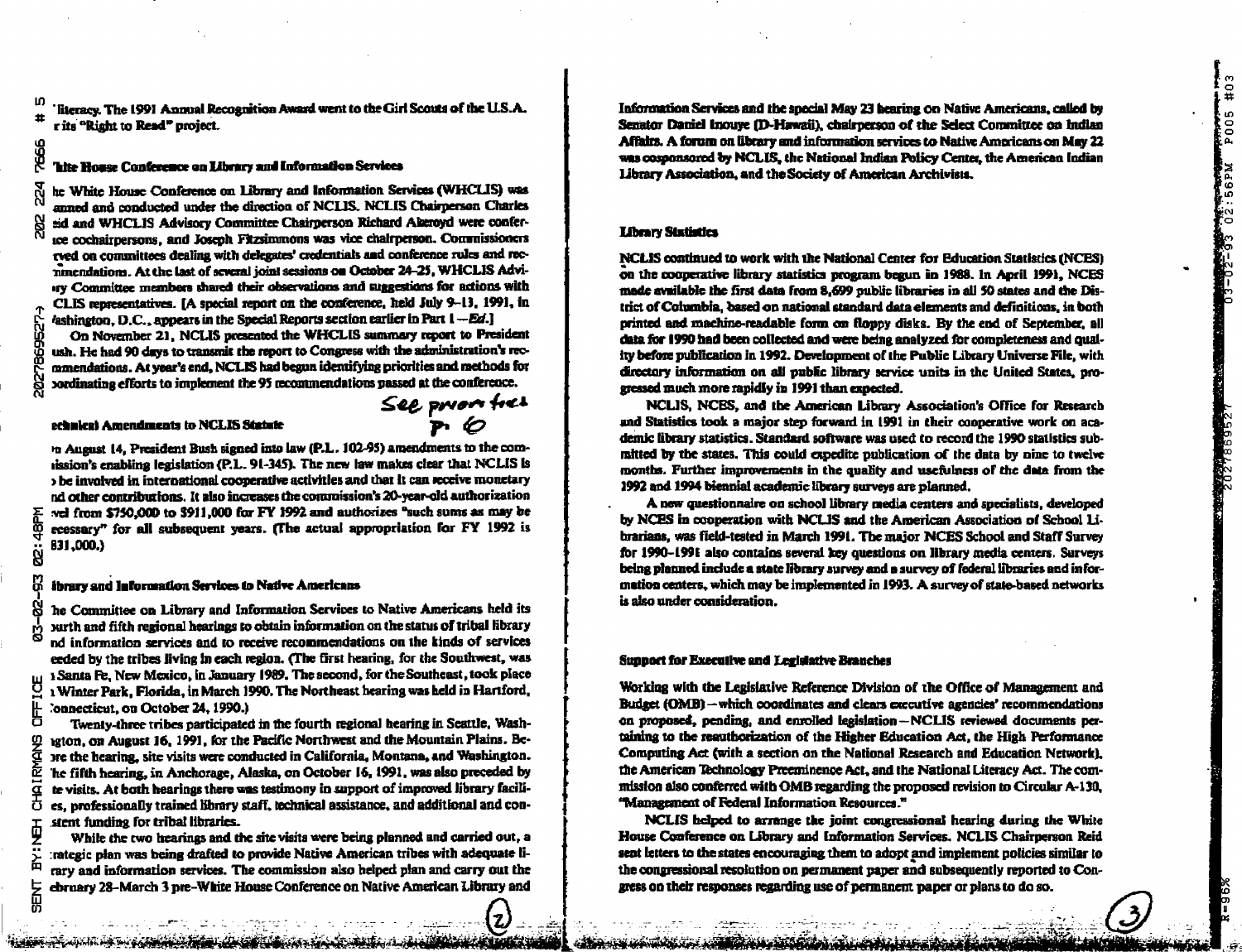literacy. The 1991 Annual Recognition Award went to the Girl Scouts of the U.S.A. for its "Right to Read" project.

### White House Conference on Library and Information Services

The White House Conference on Library and Information Services (WHCLIS) was planned and conducted under the direction of NCLIS. NCLIS Chairperson Charles Reid and WHCLIS Advisory Committee Chairperson Richard Akeroyd were conference cochairpersons, and Joseph Fitzsimmons was vice chairperson. Commissioners served on committees dealing with delegates' credentials and conference rules and recommendations. At the last of several joint sessions on October 24–25, WHCLIS Advisory Committee members shared their observations and suggestions for actions with NCLIS representatives. [A special report on the conference, held July 9–13, 1991, in Washington, D.C., appears in the Special Reports section earlier in Part 1 —*Ed.*]

On November 21, NCLIS presented the WHCLIS summary report to President Bush. He had 90 days to transmit the report to Congress with the administration's recommendations. At year's end, NCLIS had begun identifying priorities and methods for coordinating efforts to implement the 95 recommendations passed at the conference.

### Technical Amendments to NCLIS Statute

See previous p. 6

On August 14, President Bush signed into law (P.L. 102-95) amendments to the commission's enabling legislation (P.L. 91-345). The new law makes clear that NCLIS is to be involved in international cooperative activities and that it can receive monetary and other contributions. It also increases the commission's 20-year-old authorization level from $750,000 to $911,000 for FY 1992 and authorizes "such sums as may be necessary" for all subsequent years. (The actual appropriation for FY 1992 is $831,000.)

### Library and Information Services to Native Americans

The Committee on Library and Information Services to Native Americans held its fourth and fifth regional hearings to obtain information on the status of tribal library and information services and to receive recommendations on the kinds of services needed by the tribes living in each region. (The first hearing, for the Southwest, was in Santa Fe, New Mexico, in January 1989. The second, for the Southeast, took place in Winter Park, Florida, in March 1990. The Northeast hearing was held in Hartford, Connecticut, on October 24, 1990.)

Twenty-three tribes participated in the fourth regional hearing in Seattle, Washington, on August 16, 1991, for the Pacific Northwest and the Mountain Plains. Before the hearing, site visits were conducted in California, Montana, and Washington. The fifth hearing, in Anchorage, Alaska, on October 16, 1991, was also preceded by site visits. At both hearings there was testimony in support of improved library facilities, professionally trained library staff, technical assistance, and additional and consistent funding for tribal libraries.

While the two hearings and the site visits were being planned and carried out, a strategic plan was being drafted to provide Native American tribes with adequate library and information services. The commission also helped plan and carry out the February 28–March 3 pre-White House Conference on Native American Library and Information Services and the special May 23 hearing on Native Americans, called by Senator Daniel Inouye (D-Hawaii), chairperson of the Select Committee on Indian Affairs. A forum on library and information services to Native Americans on May 22 was cosponsored by NCLIS, the National Indian Policy Center, the American Indian Library Association, and the Society of American Archivists.

### Library Statistics

NCLIS continued to work with the National Center for Education Statistics (NCES) on the cooperative library statistics program begun in 1988. In April 1991, NCES made available the first data from 8,699 public libraries in all 50 states and the District of Columbia, based on national standard data elements and definitions, in both printed and machine-readable form on floppy disks. By the end of September, all data for 1990 had been collected and were being analyzed for completeness and quality before publication in 1992. Development of the Public Library Universe File, with directory information on all public library service units in the United States, progressed much more rapidly in 1991 than expected.

NCLIS, NCES, and the American Library Association's Office for Research and Statistics took a major step forward in 1991 in their cooperative work on academic library statistics. Standard software was used to record the 1990 statistics submitted by the states. This could expedite publication of the data by nine to twelve months. Further improvements in the quality and usefulness of the data from the 1992 and 1994 biennial academic library surveys are planned.

A new questionnaire on school library media centers and specialists, developed by NCES in cooperation with NCLIS and the American Association of School Librarians, was field-tested in March 1991. The major NCES School and Staff Survey for 1990–1991 also contains several key questions on library media centers. Surveys being planned include a state library survey and a survey of federal libraries and information centers, which may be implemented in 1993. A survey of state-based networks is also under consideration.

### Support for Executive and Legislative Branches

Working with the Legislative Reference Division of the Office of Management and Budget (OMB)—which coordinates and clears executive agencies' recommendations on proposed, pending, and enrolled legislation—NCLIS reviewed documents pertaining to the reauthorization of the Higher Education Act, the High Performance Computing Act (with a section on the National Research and Education Network), the American Technology Preeminence Act, and the National Literacy Act. The commission also conferred with OMB regarding the proposed revision to Circular A-130, "Management of Federal Information Resources."

NCLIS helped to arrange the joint congressional hearing during the White House Conference on Library and Information Services. NCLIS Chairperson Reid sent letters to the states encouraging them to adopt and implement policies similar to the congressional resolution on permanent paper and subsequently reported to Congress on their responses regarding use of permanent paper or plans to do so.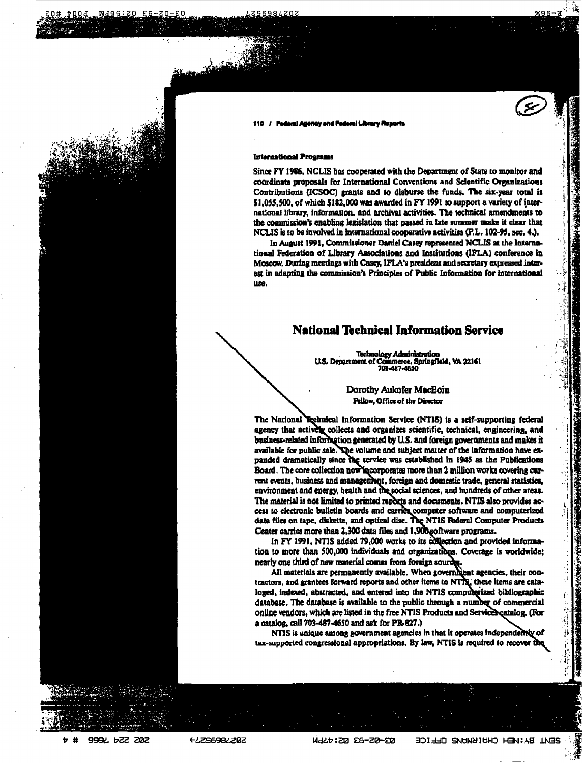### International Programs

Since FY 1986, NCLIS has cooperated with the Department of State to monitor and coordinate proposals for International Conventions and Scientific Organizations Contributions (ICSOC) grants and to disburse the funds. The six-year total is $1,055,500, of which $182,000 was awarded in FY 1991 to support a variety of international library, information, and archival activities. The technical amendments to the commission's enabling legislation that passed in late summer make it clear that NCLIS is to be involved in international cooperative activities (P.L. 102-95, sec. 4.).

In August 1991, Commissioner Daniel Casey represented NCLIS at the International Federation of Library Associations and Institutions (IFLA) conference in Moscow. During meetings with Casey, IFLA's president and secretary expressed interest in adapting the commission's Principles of Public Information for international use.

## National Technical Information Service

Technology Administration
U.S. Department of Commerce, Springfield, VA 22161
703-487-4650

**Dorothy Aukofer MacEoin**
Fellow, Office of the Director

The National Technical Information Service (NTIS) is a self-supporting federal agency that actively collects and organizes scientific, technical, engineering, and business-related information generated by U.S. and foreign governments and makes it available for public sale. The volume and subject matter of the information have expanded dramatically since the service was established in 1945 as the Publications Board. The core collection now incorporates more than 2 million works covering current events, business and management, foreign and domestic trade, general statistics, environment and energy, health and the social sciences, and hundreds of other areas. The material is not limited to printed reports and documents. NTIS also provides access to electronic bulletin boards and carries computer software and computerized data files on tape, diskette, and optical disc. The NTIS Federal Computer Products Center carries more than 2,300 data files and 1,900 software programs.

In FY 1991, NTIS added 79,000 works to its collection and provided information to more than 500,000 individuals and organizations. Coverage is worldwide; nearly one third of new material comes from foreign sources.

All materials are permanently available. When government agencies, their contractors, and grantees forward reports and other items to NTIS, these items are cataloged, indexed, abstracted, and entered into the NTIS computerized bibliographic database. The database is available to the public through a number of commercial online vendors, which are listed in the free NTIS Products and Services catalog. (For a catalog, call 703-487-4650 and ask for PR-827.)

NTIS is unique among government agencies in that it operates independently of tax-supported congressional appropriations. By law, NTIS is required to recover the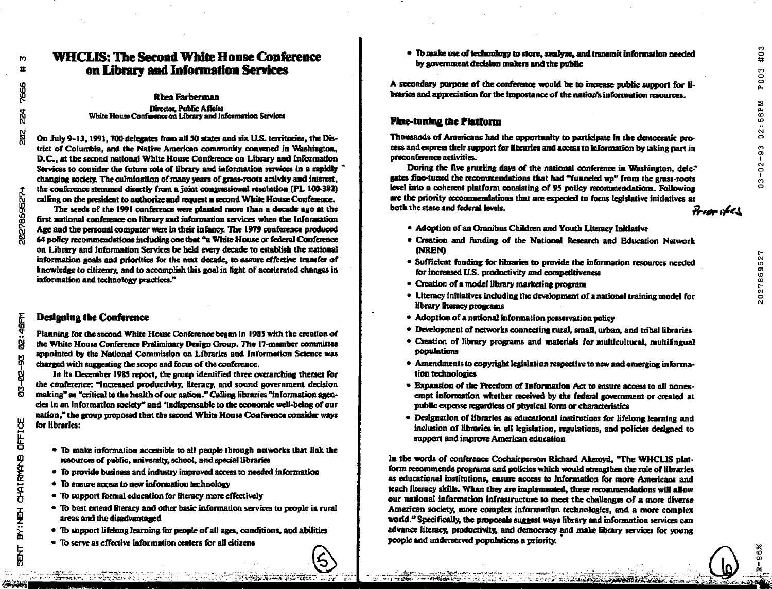# WHCLIS: The Second White House Conference on Library and Information Services

**Rhea Farberman**

Director, Public Affairs
White House Conference on Library and Information Services

On July 9-13, 1991, 700 delegates from all 50 states and six U.S. territories, the District of Columbia, and the Native American community convened in Washington, D.C., at the second national White House Conference on Library and Information Services to consider the future role of library and information services in a rapidly changing society. The culmination of many years of grass-roots activity and interest, the conference stemmed directly from a joint congressional resolution (PL 100-382) calling on the president to authorize and request a second White House Conference.

The seeds of the 1991 conference were planted more than a decade ago at the first national conference on library and information services when the Information Age and the personal computer were in their infancy. The 1979 conference produced 64 policy recommendations including one that "a White House or federal Conference on Library and Information Services be held every decade to establish the national information goals and priorities for the next decade, to assure effective transfer of knowledge to citizenry, and to accomplish this goal in light of accelerated changes in information and technology practices."

## Designing the Conference

Planning for the second White House Conference began in 1985 with the creation of the White House Conference Preliminary Design Group. The 17-member committee appointed by the National Commission on Libraries and Information Science was charged with suggesting the scope and focus of the conference.

In its December 1985 report, the group identified three overarching themes for the conference: "increased productivity, literacy, and sound government decision making" as "critical to the health of our nation." Calling libraries "information agencies in an information society" and "indispensable to the economic well-being of our nation," the group proposed that the second White House Conference consider ways for libraries:

- To make information accessible to all people through networks that link the resources of public, university, school, and special libraries
- To provide business and industry improved access to needed information
- To ensure access to new information technology
- To support formal education for literacy more effectively
- To best extend literacy and other basic information services to people in rural areas and the disadvantaged
- To support lifelong learning for people of all ages, conditions, and abilities
- To serve as effective information centers for all citizens
- To make use of technology to store, analyze, and transmit information needed by government decision makers and the public

A secondary purpose of the conference would be to increase public support for libraries and appreciation for the importance of the nation's information resources.

## Fine-tuning the Platform

Thousands of Americans had the opportunity to participate in the democratic process and express their support for libraries and access to information by taking part in preconference activities.

During the five grueling days of the national conference in Washington, delegates fine-tuned the recommendations that had "funneled up" from the grass-roots level into a coherent platform consisting of 95 policy recommendations. Following are the priority recommendations that are expected to focus legislative initiatives at both the state and federal levels.

- Adoption of an Omnibus Children and Youth Literacy Initiative
- Creation and funding of the National Research and Education Network (NREN)
- Sufficient funding for libraries to provide the information resources needed for increased U.S. productivity and competitiveness
- Creation of a model library marketing program
- Literacy initiatives including the development of a national training model for library literacy programs
- Adoption of a national information preservation policy
- Development of networks connecting rural, small, urban, and tribal libraries
- Creation of library programs and materials for multicultural, multilingual populations
- Amendments to copyright legislation respective to new and emerging information technologies
- Expansion of the Freedom of Information Act to ensure access to all nonexempt information whether received by the federal government or created at public expense regardless of physical form or characteristics
- Designation of libraries as educational institutions for lifelong learning and inclusion of libraries in all legislation, regulations, and policies designed to support and improve American education

In the words of conference Cochairperson Richard Akeroyd, "The WHCLIS platform recommends programs and policies which would strengthen the role of libraries as educational institutions, ensure access to information for more Americans and teach literacy skills. When they are implemented, these recommendations will allow our national information infrastructure to meet the challenges of a more diverse American society, more complex information technologies, and a more complex world." Specifically, the proposals suggest ways library and information services can advance literacy, productivity, and democracy and make library services for young people and underserved populations a priority.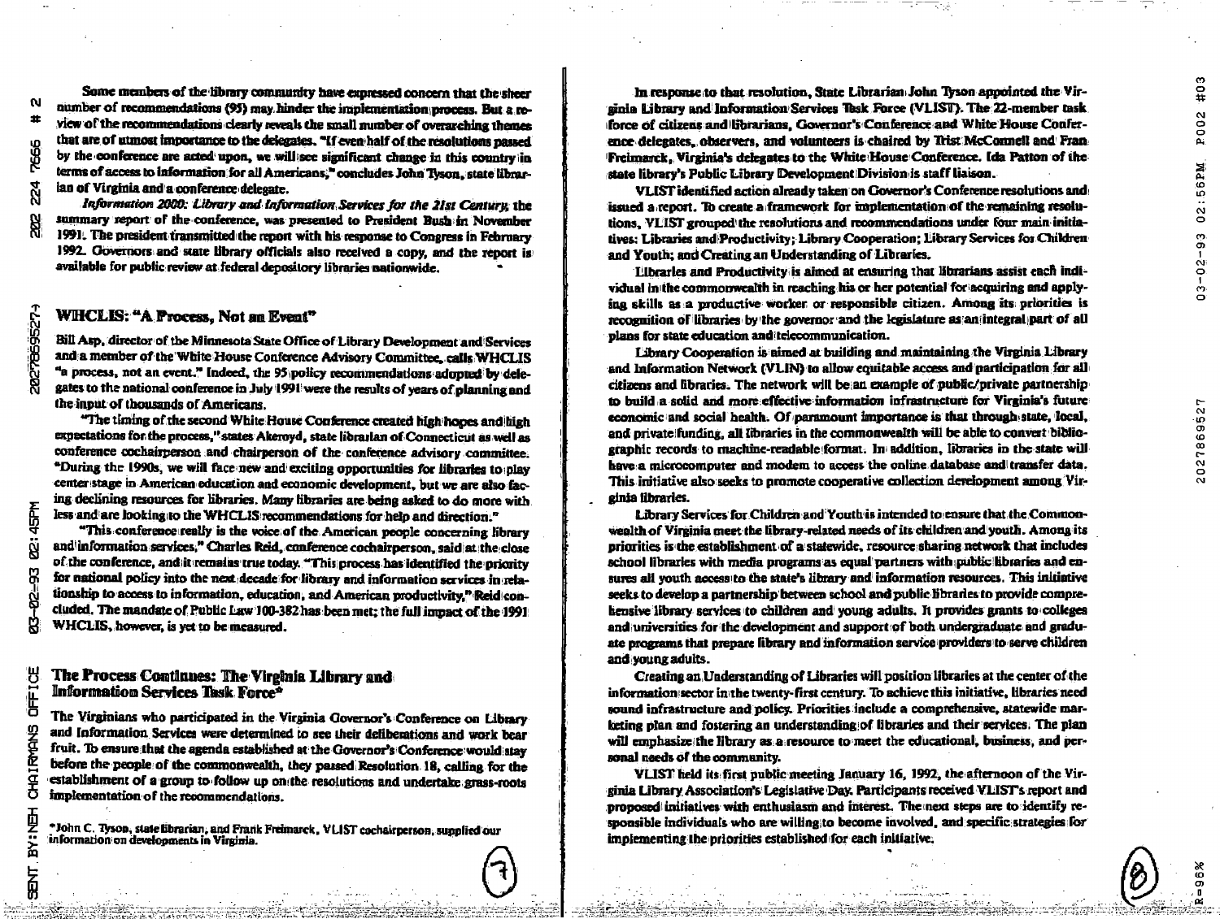Some members of the library community have expressed concern that the sheer number of recommendations (95) may hinder the implementation process. But a review of the recommendations clearly reveals the small number of overarching themes that are of utmost importance to the delegates. "If even half of the resolutions passed by the conference are acted upon, we will see significant change in this country in terms of access to information for all Americans," concludes John Tyson, state librarian of Virginia and a conference delegate.

*Information 2000: Library and Information Services for the 21st Century,* the summary report of the conference, was presented to President Bush in November 1991. The president transmitted the report with his response to Congress in February 1992. Governors and state library officials also received a copy, and the report is available for public review at federal depository libraries nationwide.

## WHCLIS: "A Process, Not an Event"

Bill Asp, director of the Minnesota State Office of Library Development and Services and a member of the White House Conference Advisory Committee, calls WHCLIS "a process, not an event." Indeed, the 95 policy recommendations adopted by delegates to the national conference in July 1991 were the results of years of planning and the input of thousands of Americans.

"The timing of the second White House Conference created high hopes and high expectations for the process," states Akeroyd, state librarian of Connecticut as well as conference cochairperson and chairperson of the conference advisory committee. "During the 1990s, we will face new and exciting opportunities for libraries to play center stage in American education and economic development, but we are also facing declining resources for libraries. Many libraries are being asked to do more with less and are looking to the WHCLIS recommendations for help and direction."

"This conference really is the voice of the American people concerning library and information services," Charles Reid, conference cochairperson, said at the close of the conference, and it remains true today. "This process has identified the priority for national policy into the next decade for library and information services in relationship to access to information, education, and American productivity," Reid concluded. The mandate of Public Law 100-382 has been met; the full impact of the 1991 WHCLIS, however, is yet to be measured.

## The Process Continues: The Virginia Library and Information Services Task Force*

The Virginians who participated in the Virginia Governor's Conference on Library and Information Services were determined to see their deliberations and work bear fruit. To ensure that the agenda established at the Governor's Conference would stay before the people of the commonwealth, they passed Resolution 18, calling for the establishment of a group to follow up on the resolutions and undertake grass-roots implementation of the recommendations.

*John C. Tyson, state librarian, and Frank Freimarck, VLIST cochairperson, supplied our information on developments in Virginia.

In response to that resolution, State Librarian John Tyson appointed the Virginia Library and Information Services Task Force (VLIST). The 22-member task force of citizens and librarians, Governor's Conference and White House Conference delegates, observers, and volunteers is chaired by Trist McConnell and Fran Freimarck, Virginia's delegates to the White House Conference. Ida Patton of the state library's Public Library Development Division is staff liaison.

VLIST identified action already taken on Governor's Conference resolutions and issued a report. To create a framework for implementation of the remaining resolutions, VLIST grouped the resolutions and recommendations under four main initiatives: Libraries and Productivity; Library Cooperation; Library Services for Children and Youth; and Creating an Understanding of Libraries.

Libraries and Productivity is aimed at ensuring that librarians assist each individual in the commonwealth in reaching his or her potential for acquiring and applying skills as a productive worker or responsible citizen. Among its priorities is recognition of libraries by the governor and the legislature as an integral part of all plans for state education and telecommunication.

Library Cooperation is aimed at building and maintaining the Virginia Library and Information Network (VLIN) to allow equitable access and participation for all citizens and libraries. The network will be an example of public/private partnership to build a solid and more effective information infrastructure for Virginia's future economic and social health. Of paramount importance is that through state, local, and private funding, all libraries in the commonwealth will be able to convert bibliographic records to machine-readable format. In addition, libraries in the state will have a microcomputer and modem to access the online database and transfer data. This initiative also seeks to promote cooperative collection development among Virginia libraries.

Library Services for Children and Youth is intended to ensure that the Commonwealth of Virginia meet the library-related needs of its children and youth. Among its priorities is the establishment of a statewide, resource sharing network that includes school libraries with media programs as equal partners with public libraries and ensures all youth access to the state's library and information resources. This initiative seeks to develop a partnership between school and public libraries to provide comprehensive library services to children and young adults. It provides grants to colleges and universities for the development and support of both undergraduate and graduate programs that prepare library and information service providers to serve children and young adults.

Creating an Understanding of Libraries will position libraries at the center of the information sector in the twenty-first century. To achieve this initiative, libraries need sound infrastructure and policy. Priorities include a comprehensive, statewide marketing plan and fostering an understanding of libraries and their services. The plan will emphasize the library as a resource to meet the educational, business, and personal needs of the community.

VLIST held its first public meeting January 16, 1992, the afternoon of the Virginia Library Association's Legislative Day. Participants received VLIST's report and proposed initiatives with enthusiasm and interest. The next steps are to identify responsible individuals who are willing to become involved, and specific strategies for implementing the priorities established for each initiative.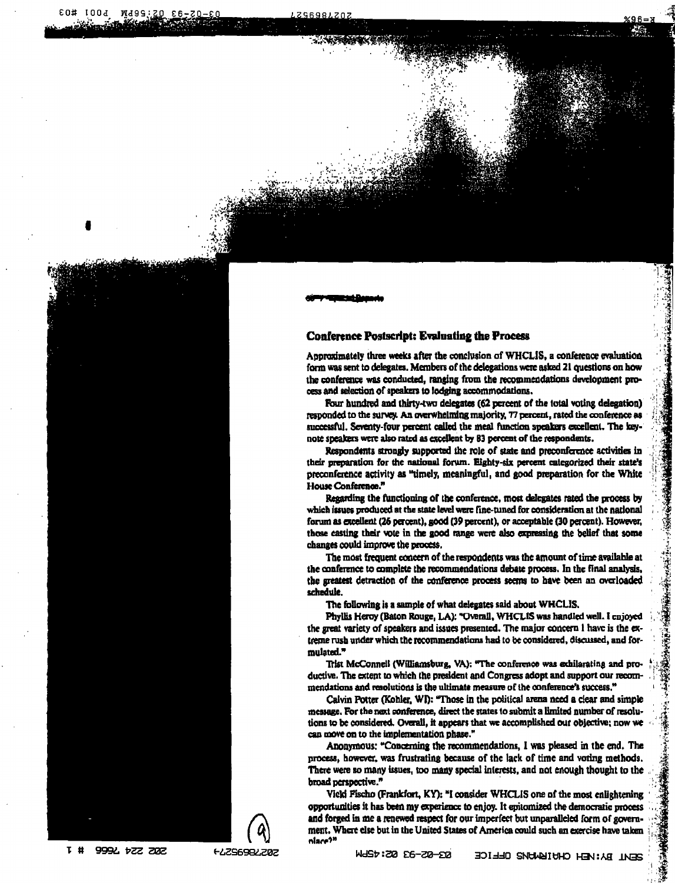## Conference Postscript: Evaluating the Process

Approximately three weeks after the conclusion of WHCLIS, a conference evaluation form was sent to delegates. Members of the delegations were asked 21 questions on how the conference was conducted, ranging from the recommendations development process and selection of speakers to lodging accommodations.

Four hundred and thirty-two delegates (62 percent of the total voting delegation) responded to the survey. An overwhelming majority, 77 percent, rated the conference as successful. Seventy-four percent called the meal function speakers excellent. The keynote speakers were also rated as excellent by 83 percent of the respondents.

Respondents strongly supported the role of state and preconference activities in their preparation for the national forum. Eighty-six percent categorized their state's preconference activity as "timely, meaningful, and good preparation for the White House Conference."

Regarding the functioning of the conference, most delegates rated the process by which issues produced at the state level were fine-tuned for consideration at the national forum as excellent (26 percent), good (39 percent), or acceptable (30 percent). However, those casting their vote in the good range were also expressing the belief that some changes could improve the process.

The most frequent concern of the respondents was the amount of time available at the conference to complete the recommendations debate process. In the final analysis, the greatest detraction of the conference process seems to have been an overloaded schedule.

The following is a sample of what delegates said about WHCLIS.

Phyllis Heroy (Baton Rouge, LA): "Overall, WHCLIS was handled well. I enjoyed the great variety of speakers and issues presented. The major concern I have is the extreme rush under which the recommendations had to be considered, discussed, and formulated."

Trist McConnell (Williamsburg, VA): "The conference was exhilarating and productive. The extent to which the president and Congress adopt and support our recommendations and resolutions is the ultimate measure of the conference's success."

Calvin Potter (Kohler, WI): "Those in the political arena need a clear and simple message. For the next conference, direct the states to submit a limited number of resolutions to be considered. Overall, it appears that we accomplished our objective; now we can move on to the implementation phase."

Anonymous: "Concerning the recommendations, I was pleased in the end. The process, however, was frustrating because of the lack of time and voting methods. There were so many issues, too many special interests, and not enough thought to the broad perspective."

Vicki Fischo (Frankfort, KY): "I consider WHCLIS one of the most enlightening opportunities it has been my experience to enjoy. It epitomized the democratic process and forged in me a renewed respect for our imperfect but unparalleled form of government. Where else but in the United States of America could such an exercise have taken place?"